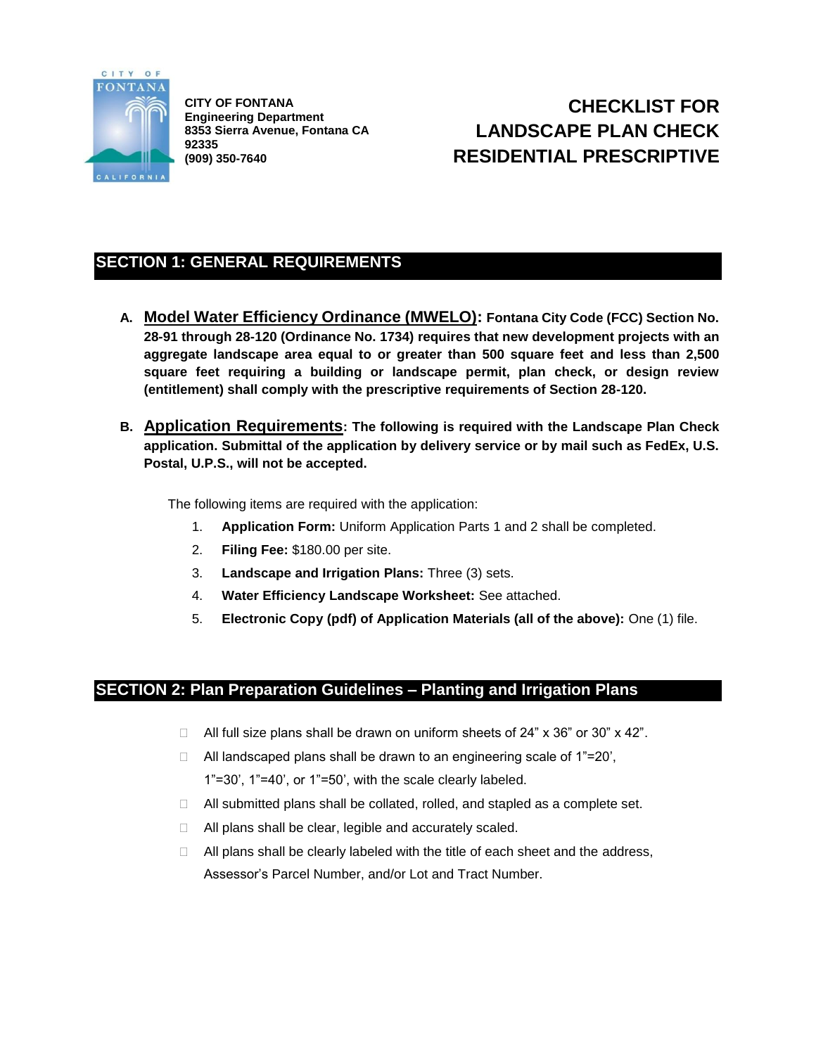CITY OF FONTANA
Engineering Department
8353 Sierra Avenue, Fontana CA 92335
(909) 350-7640

# CHECKLIST FOR LANDSCAPE PLAN CHECK RESIDENTIAL PRESCRIPTIVE

## SECTION 1: GENERAL REQUIREMENTS

**A. Model Water Efficiency Ordinance (MWELO): Fontana City Code (FCC) Section No. 28-91 through 28-120 (Ordinance No. 1734) requires that new development projects with an aggregate landscape area equal to or greater than 500 square feet and less than 2,500 square feet requiring a building or landscape permit, plan check, or design review (entitlement) shall comply with the prescriptive requirements of Section 28-120.**

**B. Application Requirements: The following is required with the Landscape Plan Check application. Submittal of the application by delivery service or by mail such as FedEx, U.S. Postal, U.P.S., will not be accepted.**

The following items are required with the application:

1. **Application Form:** Uniform Application Parts 1 and 2 shall be completed.
2. **Filing Fee:** $180.00 per site.
3. **Landscape and Irrigation Plans:** Three (3) sets.
4. **Water Efficiency Landscape Worksheet:** See attached.
5. **Electronic Copy (pdf) of Application Materials (all of the above):** One (1) file.

## SECTION 2: Plan Preparation Guidelines – Planting and Irrigation Plans

- ☐ All full size plans shall be drawn on uniform sheets of 24" x 36" or 30" x 42".
- ☐ All landscaped plans shall be drawn to an engineering scale of 1"=20', 1"=30', 1"=40', or 1"=50', with the scale clearly labeled.
- ☐ All submitted plans shall be collated, rolled, and stapled as a complete set.
- ☐ All plans shall be clear, legible and accurately scaled.
- ☐ All plans shall be clearly labeled with the title of each sheet and the address, Assessor's Parcel Number, and/or Lot and Tract Number.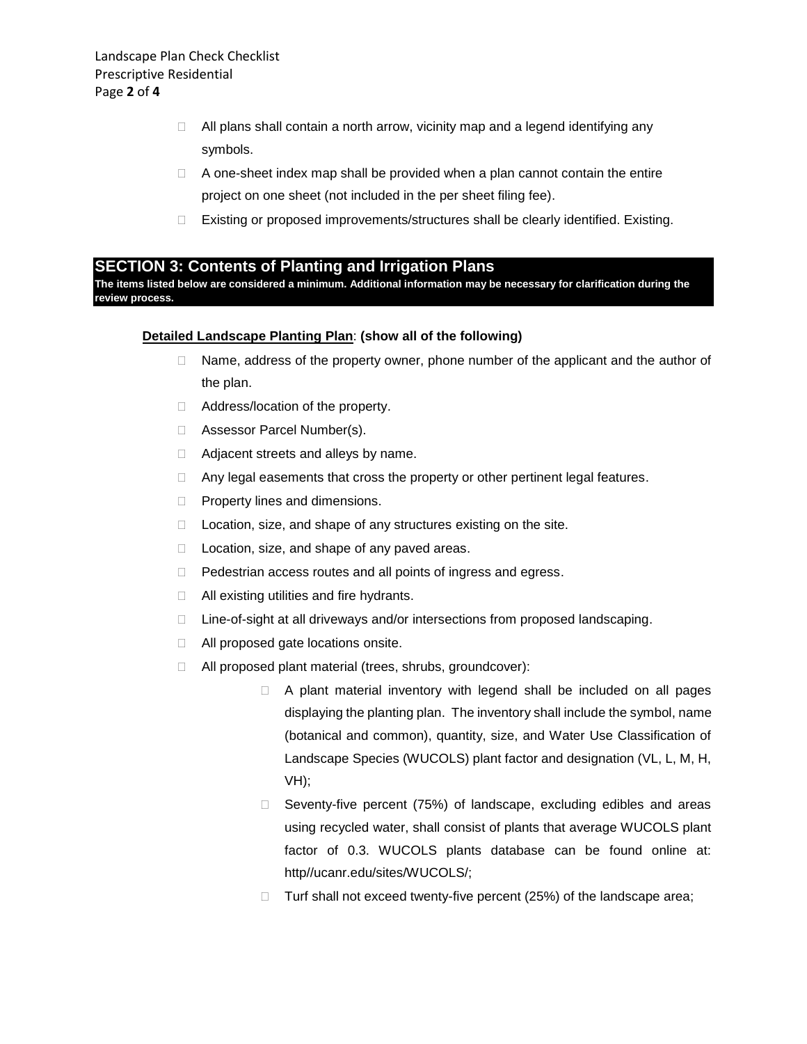- All plans shall contain a north arrow, vicinity map and a legend identifying any symbols.
- A one-sheet index map shall be provided when a plan cannot contain the entire project on one sheet (not included in the per sheet filing fee).
- Existing or proposed improvements/structures shall be clearly identified. Existing.

## SECTION 3: Contents of Planting and Irrigation Plans

**The items listed below are considered a minimum. Additional information may be necessary for clarification during the review process.**

**Detailed Landscape Planting Plan**: **(show all of the following)**

- Name, address of the property owner, phone number of the applicant and the author of the plan.
- Address/location of the property.
- Assessor Parcel Number(s).
- Adjacent streets and alleys by name.
- Any legal easements that cross the property or other pertinent legal features.
- Property lines and dimensions.
- Location, size, and shape of any structures existing on the site.
- Location, size, and shape of any paved areas.
- Pedestrian access routes and all points of ingress and egress.
- All existing utilities and fire hydrants.
- Line-of-sight at all driveways and/or intersections from proposed landscaping.
- All proposed gate locations onsite.
- All proposed plant material (trees, shrubs, groundcover):
    - A plant material inventory with legend shall be included on all pages displaying the planting plan. The inventory shall include the symbol, name (botanical and common), quantity, size, and Water Use Classification of Landscape Species (WUCOLS) plant factor and designation (VL, L, M, H, VH);
    - Seventy-five percent (75%) of landscape, excluding edibles and areas using recycled water, shall consist of plants that average WUCOLS plant factor of 0.3. WUCOLS plants database can be found online at: http//ucanr.edu/sites/WUCOLS/;
    - Turf shall not exceed twenty-five percent (25%) of the landscape area;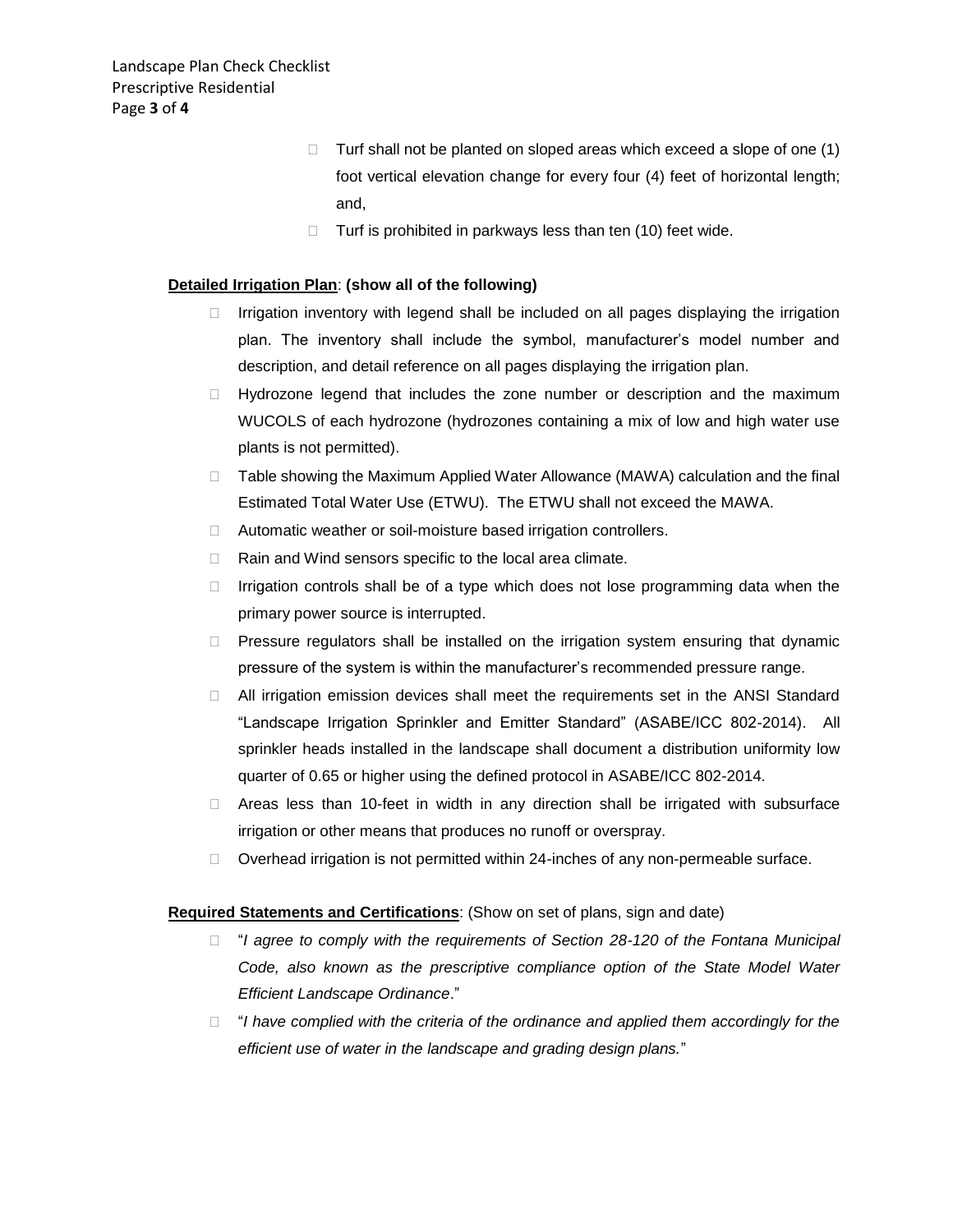- Turf shall not be planted on sloped areas which exceed a slope of one (1) foot vertical elevation change for every four (4) feet of horizontal length; and,
- Turf is prohibited in parkways less than ten (10) feet wide.

**Detailed Irrigation Plan**: **(show all of the following)**

- Irrigation inventory with legend shall be included on all pages displaying the irrigation plan. The inventory shall include the symbol, manufacturer's model number and description, and detail reference on all pages displaying the irrigation plan.
- Hydrozone legend that includes the zone number or description and the maximum WUCOLS of each hydrozone (hydrozones containing a mix of low and high water use plants is not permitted).
- Table showing the Maximum Applied Water Allowance (MAWA) calculation and the final Estimated Total Water Use (ETWU). The ETWU shall not exceed the MAWA.
- Automatic weather or soil-moisture based irrigation controllers.
- Rain and Wind sensors specific to the local area climate.
- Irrigation controls shall be of a type which does not lose programming data when the primary power source is interrupted.
- Pressure regulators shall be installed on the irrigation system ensuring that dynamic pressure of the system is within the manufacturer's recommended pressure range.
- All irrigation emission devices shall meet the requirements set in the ANSI Standard "Landscape Irrigation Sprinkler and Emitter Standard" (ASABE/ICC 802-2014). All sprinkler heads installed in the landscape shall document a distribution uniformity low quarter of 0.65 or higher using the defined protocol in ASABE/ICC 802-2014.
- Areas less than 10-feet in width in any direction shall be irrigated with subsurface irrigation or other means that produces no runoff or overspray.
- Overhead irrigation is not permitted within 24-inches of any non-permeable surface.

**Required Statements and Certifications**: (Show on set of plans, sign and date)

- "*I agree to comply with the requirements of Section 28-120 of the Fontana Municipal Code, also known as the prescriptive compliance option of the State Model Water Efficient Landscape Ordinance*."
- "*I have complied with the criteria of the ordinance and applied them accordingly for the efficient use of water in the landscape and grading design plans.*"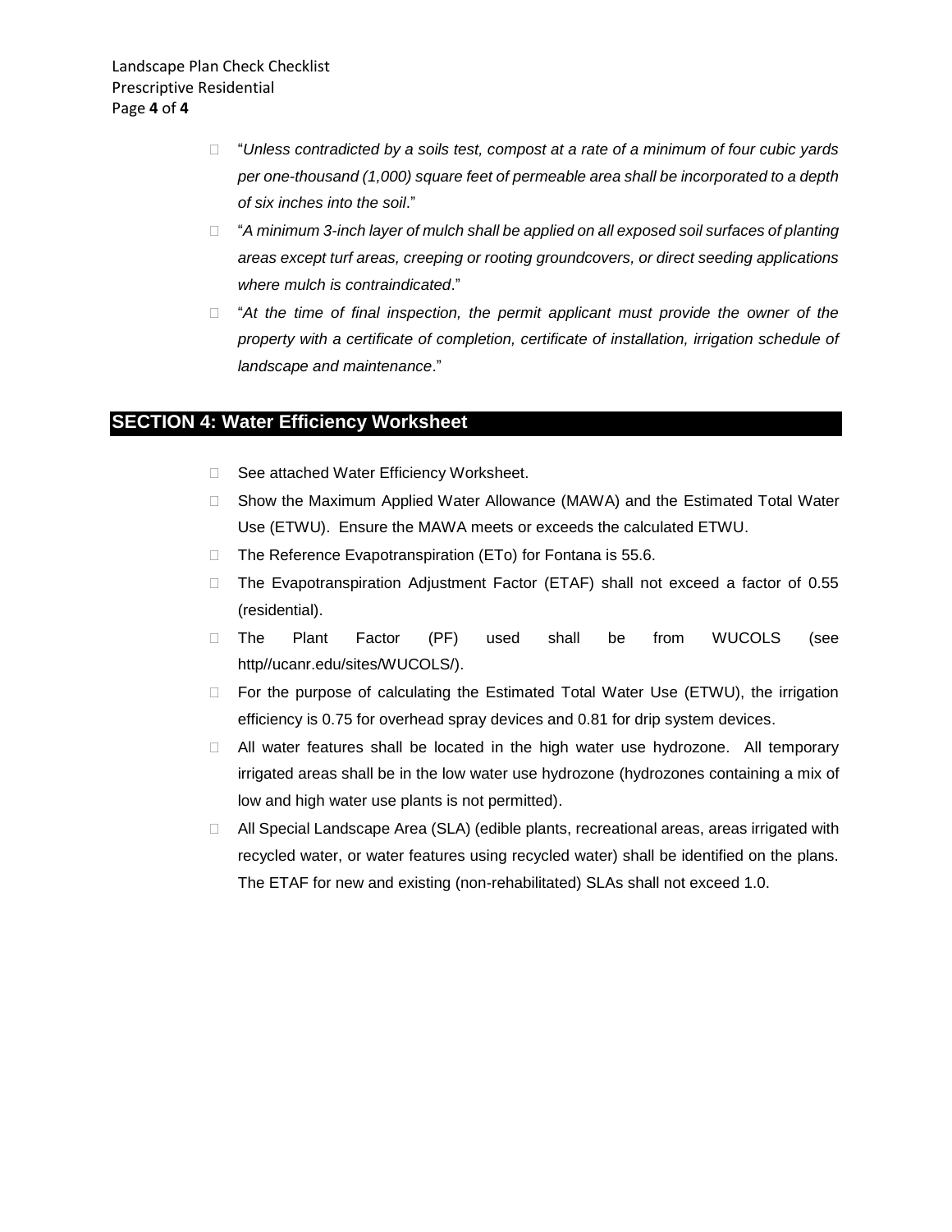- "*Unless contradicted by a soils test, compost at a rate of a minimum of four cubic yards per one-thousand (1,000) square feet of permeable area shall be incorporated to a depth of six inches into the soil*."
- "*A minimum 3-inch layer of mulch shall be applied on all exposed soil surfaces of planting areas except turf areas, creeping or rooting groundcovers, or direct seeding applications where mulch is contraindicated*."
- "*At the time of final inspection, the permit applicant must provide the owner of the property with a certificate of completion, certificate of installation, irrigation schedule of landscape and maintenance*."

## SECTION 4: Water Efficiency Worksheet

- See attached Water Efficiency Worksheet.
- Show the Maximum Applied Water Allowance (MAWA) and the Estimated Total Water Use (ETWU). Ensure the MAWA meets or exceeds the calculated ETWU.
- The Reference Evapotranspiration (ETo) for Fontana is 55.6.
- The Evapotranspiration Adjustment Factor (ETAF) shall not exceed a factor of 0.55 (residential).
- The Plant Factor (PF) used shall be from WUCOLS (see http//ucanr.edu/sites/WUCOLS/).
- For the purpose of calculating the Estimated Total Water Use (ETWU), the irrigation efficiency is 0.75 for overhead spray devices and 0.81 for drip system devices.
- All water features shall be located in the high water use hydrozone. All temporary irrigated areas shall be in the low water use hydrozone (hydrozones containing a mix of low and high water use plants is not permitted).
- All Special Landscape Area (SLA) (edible plants, recreational areas, areas irrigated with recycled water, or water features using recycled water) shall be identified on the plans. The ETAF for new and existing (non-rehabilitated) SLAs shall not exceed 1.0.